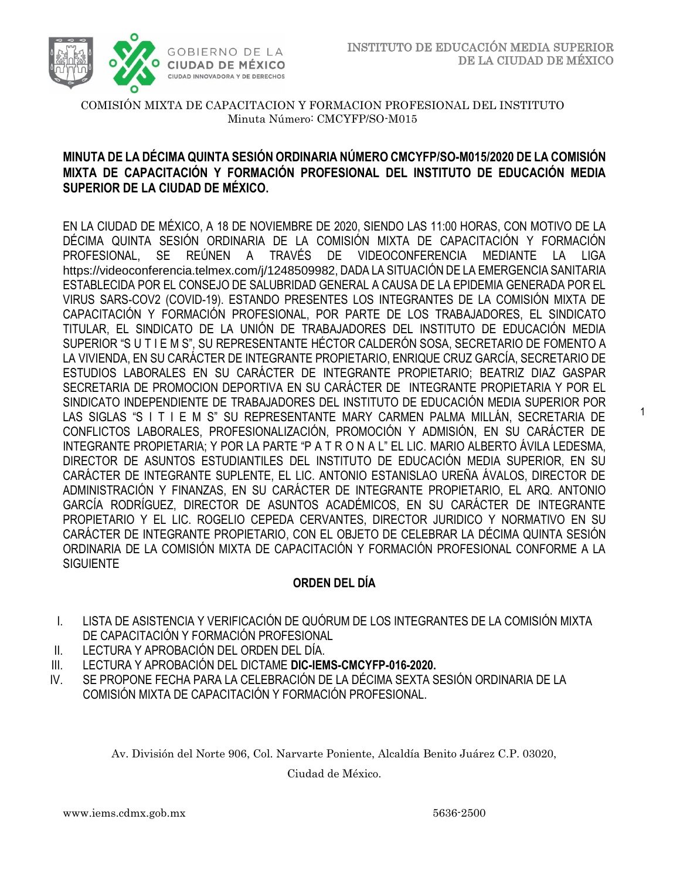COMISIÓN MIXTA DE CAPACITACION Y FORMACION PROFESIONAL DEL INSTITUTO
Minuta Número: CMCYFP/SO-M015

**MINUTA DE LA DÉCIMA QUINTA SESIÓN ORDINARIA NÚMERO CMCYFP/SO-M015/2020 DE LA COMISIÓN MIXTA DE CAPACITACIÓN Y FORMACIÓN PROFESIONAL DEL INSTITUTO DE EDUCACIÓN MEDIA SUPERIOR DE LA CIUDAD DE MÉXICO.**

EN LA CIUDAD DE MÉXICO, A 18 DE NOVIEMBRE DE 2020, SIENDO LAS 11:00 HORAS, CON MOTIVO DE LA DÉCIMA QUINTA SESIÓN ORDINARIA DE LA COMISIÓN MIXTA DE CAPACITACIÓN Y FORMACIÓN PROFESIONAL, SE REÚNEN A TRAVÉS DE VIDEOCONFERENCIA MEDIANTE LA LIGA https://videoconferencia.telmex.com/j/1248509982, DADA LA SITUACIÓN DE LA EMERGENCIA SANITARIA ESTABLECIDA POR EL CONSEJO DE SALUBRIDAD GENERAL A CAUSA DE LA EPIDEMIA GENERADA POR EL VIRUS SARS-COV2 (COVID-19). ESTANDO PRESENTES LOS INTEGRANTES DE LA COMISIÓN MIXTA DE CAPACITACIÓN Y FORMACIÓN PROFESIONAL, POR PARTE DE LOS TRABAJADORES, EL SINDICATO TITULAR, EL SINDICATO DE LA UNIÓN DE TRABAJADORES DEL INSTITUTO DE EDUCACIÓN MEDIA SUPERIOR "S U T I E M S", SU REPRESENTANTE HÉCTOR CALDERÓN SOSA, SECRETARIO DE FOMENTO A LA VIVIENDA, EN SU CARÁCTER DE INTEGRANTE PROPIETARIO, ENRIQUE CRUZ GARCÍA, SECRETARIO DE ESTUDIOS LABORALES EN SU CARÁCTER DE INTEGRANTE PROPIETARIO; BEATRIZ DIAZ GASPAR SECRETARIA DE PROMOCION DEPORTIVA EN SU CARÁCTER DE INTEGRANTE PROPIETARIA Y POR EL SINDICATO INDEPENDIENTE DE TRABAJADORES DEL INSTITUTO DE EDUCACIÓN MEDIA SUPERIOR POR LAS SIGLAS "S I T I E M S" SU REPRESENTANTE MARY CARMEN PALMA MILLÁN, SECRETARIA DE CONFLICTOS LABORALES, PROFESIONALIZACIÓN, PROMOCIÓN Y ADMISIÓN, EN SU CARÁCTER DE INTEGRANTE PROPIETARIA; Y POR LA PARTE "P A T R O N A L" EL LIC. MARIO ALBERTO ÁVILA LEDESMA, DIRECTOR DE ASUNTOS ESTUDIANTILES DEL INSTITUTO DE EDUCACIÓN MEDIA SUPERIOR, EN SU CARÁCTER DE INTEGRANTE SUPLENTE, EL LIC. ANTONIO ESTANISLAO UREÑA ÁVALOS, DIRECTOR DE ADMINISTRACIÓN Y FINANZAS, EN SU CARÁCTER DE INTEGRANTE PROPIETARIO, EL ARQ. ANTONIO GARCÍA RODRÍGUEZ, DIRECTOR DE ASUNTOS ACADÉMICOS, EN SU CARÁCTER DE INTEGRANTE PROPIETARIO Y EL LIC. ROGELIO CEPEDA CERVANTES, DIRECTOR JURIDICO Y NORMATIVO EN SU CARÁCTER DE INTEGRANTE PROPIETARIO, CON EL OBJETO DE CELEBRAR LA DÉCIMA QUINTA SESIÓN ORDINARIA DE LA COMISIÓN MIXTA DE CAPACITACIÓN Y FORMACIÓN PROFESIONAL CONFORME A LA SIGUIENTE

**ORDEN DEL DÍA**

I. LISTA DE ASISTENCIA Y VERIFICACIÓN DE QUÓRUM DE LOS INTEGRANTES DE LA COMISIÓN MIXTA DE CAPACITACIÓN Y FORMACIÓN PROFESIONAL
II. LECTURA Y APROBACIÓN DEL ORDEN DEL DÍA.
III. LECTURA Y APROBACIÓN DEL DICTAME **DIC-IEMS-CMCYFP-016-2020.**
IV. SE PROPONE FECHA PARA LA CELEBRACIÓN DE LA DÉCIMA SEXTA SESIÓN ORDINARIA DE LA COMISIÓN MIXTA DE CAPACITACIÓN Y FORMACIÓN PROFESIONAL.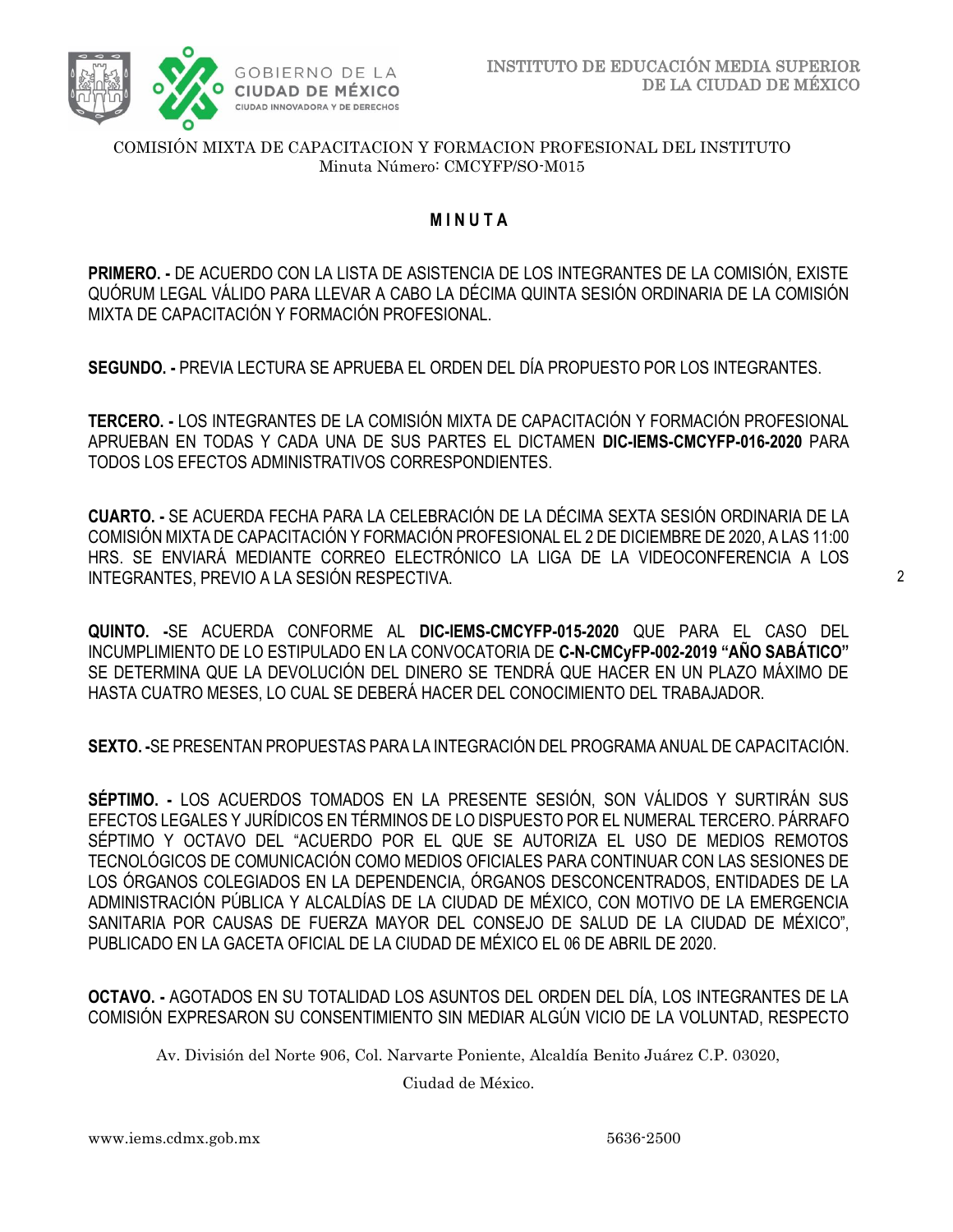COMISIÓN MIXTA DE CAPACITACION Y FORMACION PROFESIONAL DEL INSTITUTO
Minuta Número: CMCYFP/SO-M015

## M I N U T A

**PRIMERO. -** DE ACUERDO CON LA LISTA DE ASISTENCIA DE LOS INTEGRANTES DE LA COMISIÓN, EXISTE QUÓRUM LEGAL VÁLIDO PARA LLEVAR A CABO LA DÉCIMA QUINTA SESIÓN ORDINARIA DE LA COMISIÓN MIXTA DE CAPACITACIÓN Y FORMACIÓN PROFESIONAL.

**SEGUNDO. -** PREVIA LECTURA SE APRUEBA EL ORDEN DEL DÍA PROPUESTO POR LOS INTEGRANTES.

**TERCERO. -** LOS INTEGRANTES DE LA COMISIÓN MIXTA DE CAPACITACIÓN Y FORMACIÓN PROFESIONAL APRUEBAN EN TODAS Y CADA UNA DE SUS PARTES EL DICTAMEN **DIC-IEMS-CMCYFP-016-2020** PARA TODOS LOS EFECTOS ADMINISTRATIVOS CORRESPONDIENTES.

**CUARTO. -** SE ACUERDA FECHA PARA LA CELEBRACIÓN DE LA DÉCIMA SEXTA SESIÓN ORDINARIA DE LA COMISIÓN MIXTA DE CAPACITACIÓN Y FORMACIÓN PROFESIONAL EL 2 DE DICIEMBRE DE 2020, A LAS 11:00 HRS. SE ENVIARÁ MEDIANTE CORREO ELECTRÓNICO LA LIGA DE LA VIDEOCONFERENCIA A LOS INTEGRANTES, PREVIO A LA SESIÓN RESPECTIVA.

**QUINTO. -**SE ACUERDA CONFORME AL **DIC-IEMS-CMCYFP-015-2020** QUE PARA EL CASO DEL INCUMPLIMIENTO DE LO ESTIPULADO EN LA CONVOCATORIA DE **C-N-CMCyFP-002-2019 "AÑO SABÁTICO"** SE DETERMINA QUE LA DEVOLUCIÓN DEL DINERO SE TENDRÁ QUE HACER EN UN PLAZO MÁXIMO DE HASTA CUATRO MESES, LO CUAL SE DEBERÁ HACER DEL CONOCIMIENTO DEL TRABAJADOR.

**SEXTO. -**SE PRESENTAN PROPUESTAS PARA LA INTEGRACIÓN DEL PROGRAMA ANUAL DE CAPACITACIÓN.

**SÉPTIMO. -** LOS ACUERDOS TOMADOS EN LA PRESENTE SESIÓN, SON VÁLIDOS Y SURTIRÁN SUS EFECTOS LEGALES Y JURÍDICOS EN TÉRMINOS DE LO DISPUESTO POR EL NUMERAL TERCERO. PÁRRAFO SÉPTIMO Y OCTAVO DEL "ACUERDO POR EL QUE SE AUTORIZA EL USO DE MEDIOS REMOTOS TECNOLÓGICOS DE COMUNICACIÓN COMO MEDIOS OFICIALES PARA CONTINUAR CON LAS SESIONES DE LOS ÓRGANOS COLEGIADOS EN LA DEPENDENCIA, ÓRGANOS DESCONCENTRADOS, ENTIDADES DE LA ADMINISTRACIÓN PÚBLICA Y ALCALDÍAS DE LA CIUDAD DE MÉXICO, CON MOTIVO DE LA EMERGENCIA SANITARIA POR CAUSAS DE FUERZA MAYOR DEL CONSEJO DE SALUD DE LA CIUDAD DE MÉXICO", PUBLICADO EN LA GACETA OFICIAL DE LA CIUDAD DE MÉXICO EL 06 DE ABRIL DE 2020.

**OCTAVO. -** AGOTADOS EN SU TOTALIDAD LOS ASUNTOS DEL ORDEN DEL DÍA, LOS INTEGRANTES DE LA COMISIÓN EXPRESARON SU CONSENTIMIENTO SIN MEDIAR ALGÚN VICIO DE LA VOLUNTAD, RESPECTO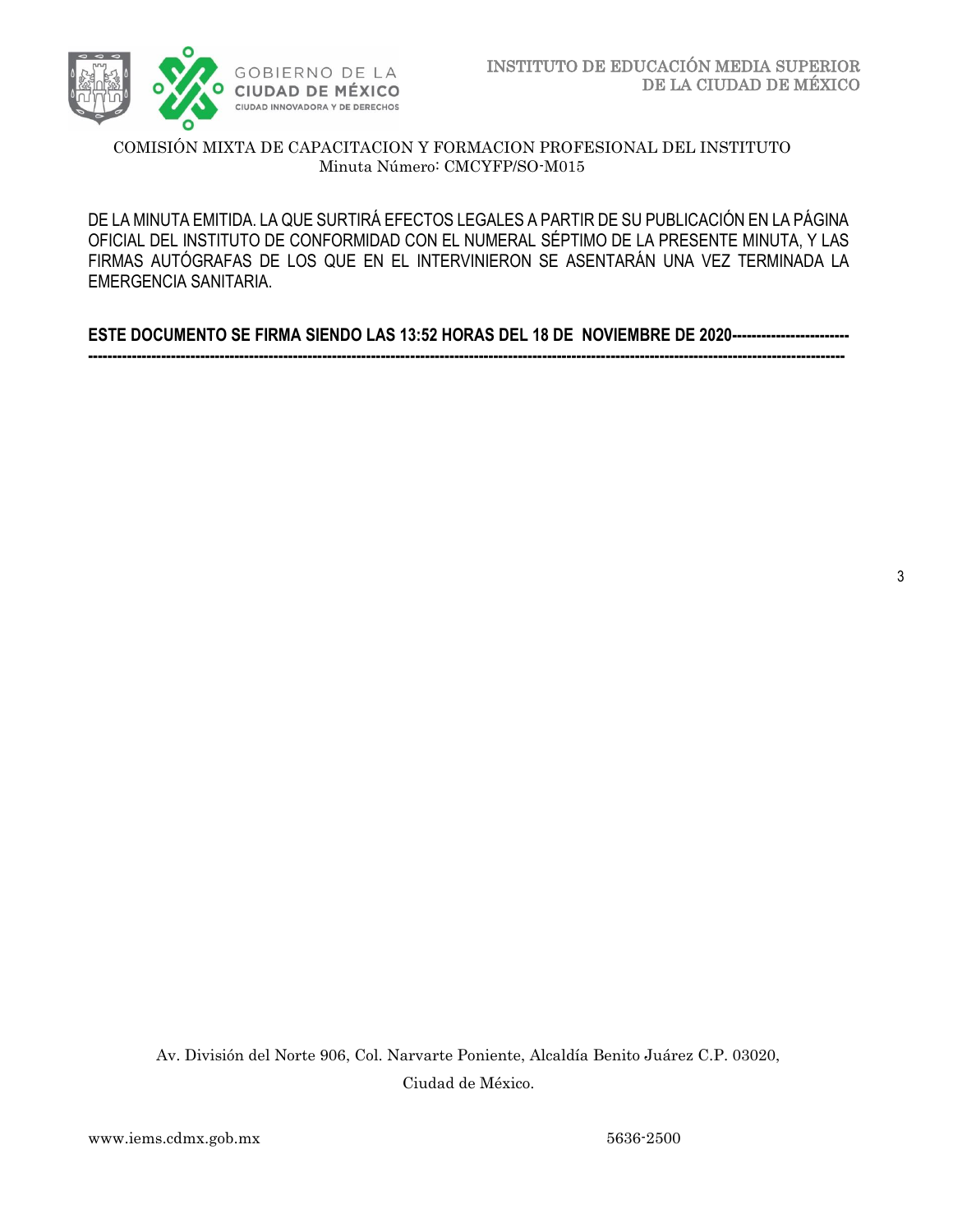DE LA MINUTA EMITIDA. LA QUE SURTIRÁ EFECTOS LEGALES A PARTIR DE SU PUBLICACIÓN EN LA PÁGINA OFICIAL DEL INSTITUTO DE CONFORMIDAD CON EL NUMERAL SÉPTIMO DE LA PRESENTE MINUTA, Y LAS FIRMAS AUTÓGRAFAS DE LOS QUE EN EL INTERVINIERON SE ASENTARÁN UNA VEZ TERMINADA LA EMERGENCIA SANITARIA.

**ESTE DOCUMENTO SE FIRMA SIENDO LAS 13:52 HORAS DEL 18 DE NOVIEMBRE DE 2020------------------------ -----------------------------------------------------------------------------------------------------------------------------------------------------**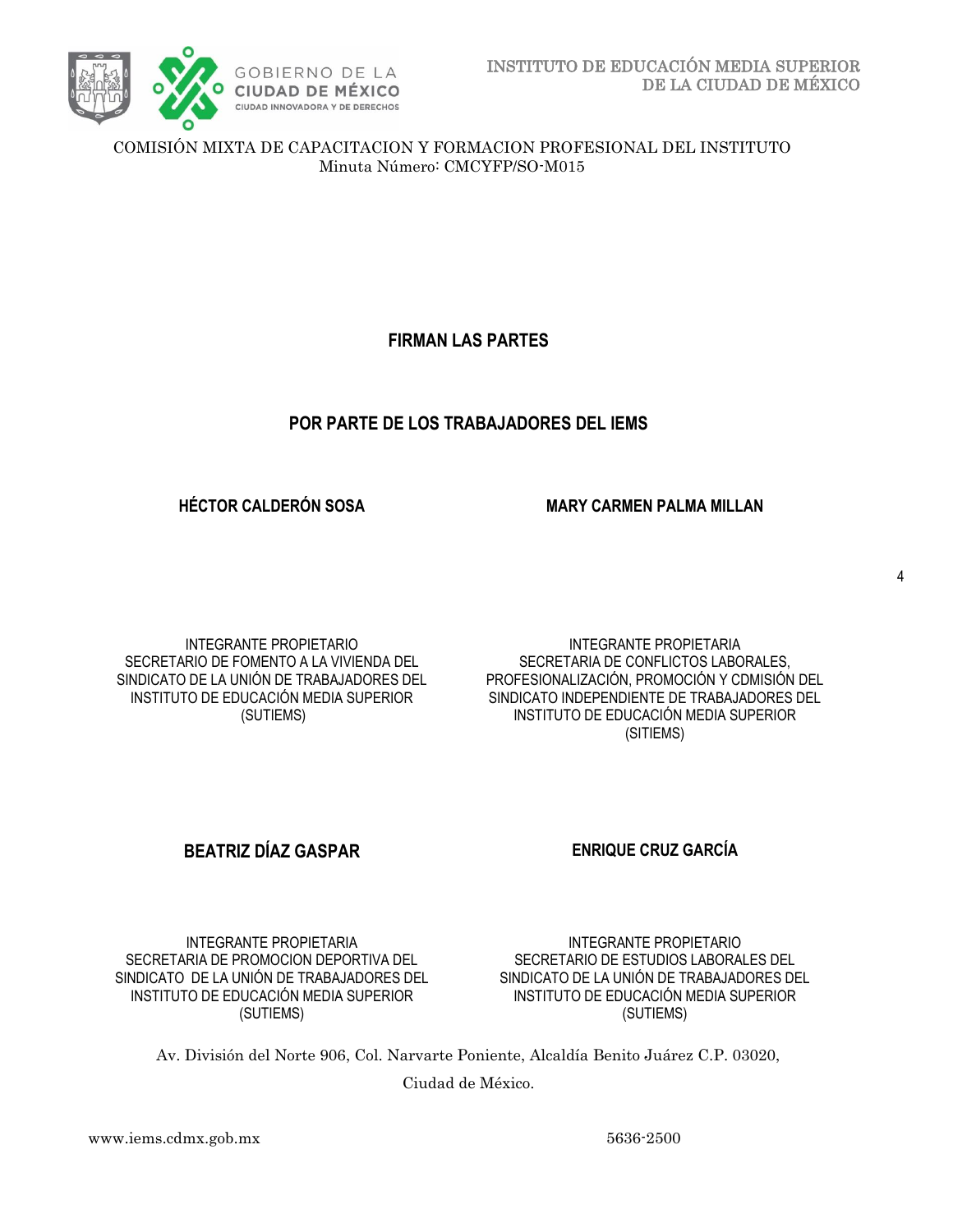# FIRMAN LAS PARTES

## POR PARTE DE LOS TRABAJADORES DEL IEMS

**HÉCTOR CALDERÓN SOSA**

INTEGRANTE PROPIETARIO
SECRETARIO DE FOMENTO A LA VIVIENDA DEL SINDICATO DE LA UNIÓN DE TRABAJADORES DEL INSTITUTO DE EDUCACIÓN MEDIA SUPERIOR (SUTIEMS)

**MARY CARMEN PALMA MILLAN**

INTEGRANTE PROPIETARIA
SECRETARIA DE CONFLICTOS LABORALES, PROFESIONALIZACIÓN, PROMOCIÓN Y CDMISIÓN DEL SINDICATO INDEPENDIENTE DE TRABAJADORES DEL INSTITUTO DE EDUCACIÓN MEDIA SUPERIOR (SITIEMS)

**BEATRIZ DÍAZ GASPAR**

INTEGRANTE PROPIETARIA
SECRETARIA DE PROMOCION DEPORTIVA DEL SINDICATO DE LA UNIÓN DE TRABAJADORES DEL INSTITUTO DE EDUCACIÓN MEDIA SUPERIOR (SUTIEMS)

**ENRIQUE CRUZ GARCÍA**

INTEGRANTE PROPIETARIO
SECRETARIO DE ESTUDIOS LABORALES DEL SINDICATO DE LA UNIÓN DE TRABAJADORES DEL INSTITUTO DE EDUCACIÓN MEDIA SUPERIOR (SUTIEMS)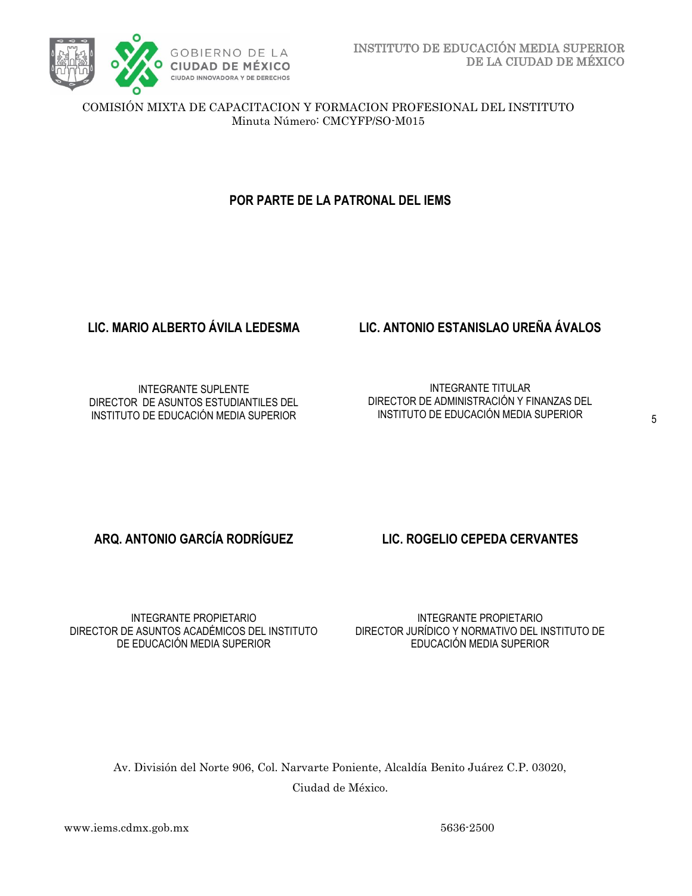COMISIÓN MIXTA DE CAPACITACION Y FORMACION PROFESIONAL DEL INSTITUTO
Minuta Número: CMCYFP/SO-M015

**POR PARTE DE LA PATRONAL DEL IEMS**

**LIC. MARIO ALBERTO ÁVILA LEDESMA**

INTEGRANTE SUPLENTE
DIRECTOR DE ASUNTOS ESTUDIANTILES DEL INSTITUTO DE EDUCACIÓN MEDIA SUPERIOR

**LIC. ANTONIO ESTANISLAO UREÑA ÁVALOS**

INTEGRANTE TITULAR
DIRECTOR DE ADMINISTRACIÓN Y FINANZAS DEL INSTITUTO DE EDUCACIÓN MEDIA SUPERIOR

**ARQ. ANTONIO GARCÍA RODRÍGUEZ**

INTEGRANTE PROPIETARIO
DIRECTOR DE ASUNTOS ACADÉMICOS DEL INSTITUTO DE EDUCACIÓN MEDIA SUPERIOR

**LIC. ROGELIO CEPEDA CERVANTES**

INTEGRANTE PROPIETARIO
DIRECTOR JURÍDICO Y NORMATIVO DEL INSTITUTO DE EDUCACIÓN MEDIA SUPERIOR